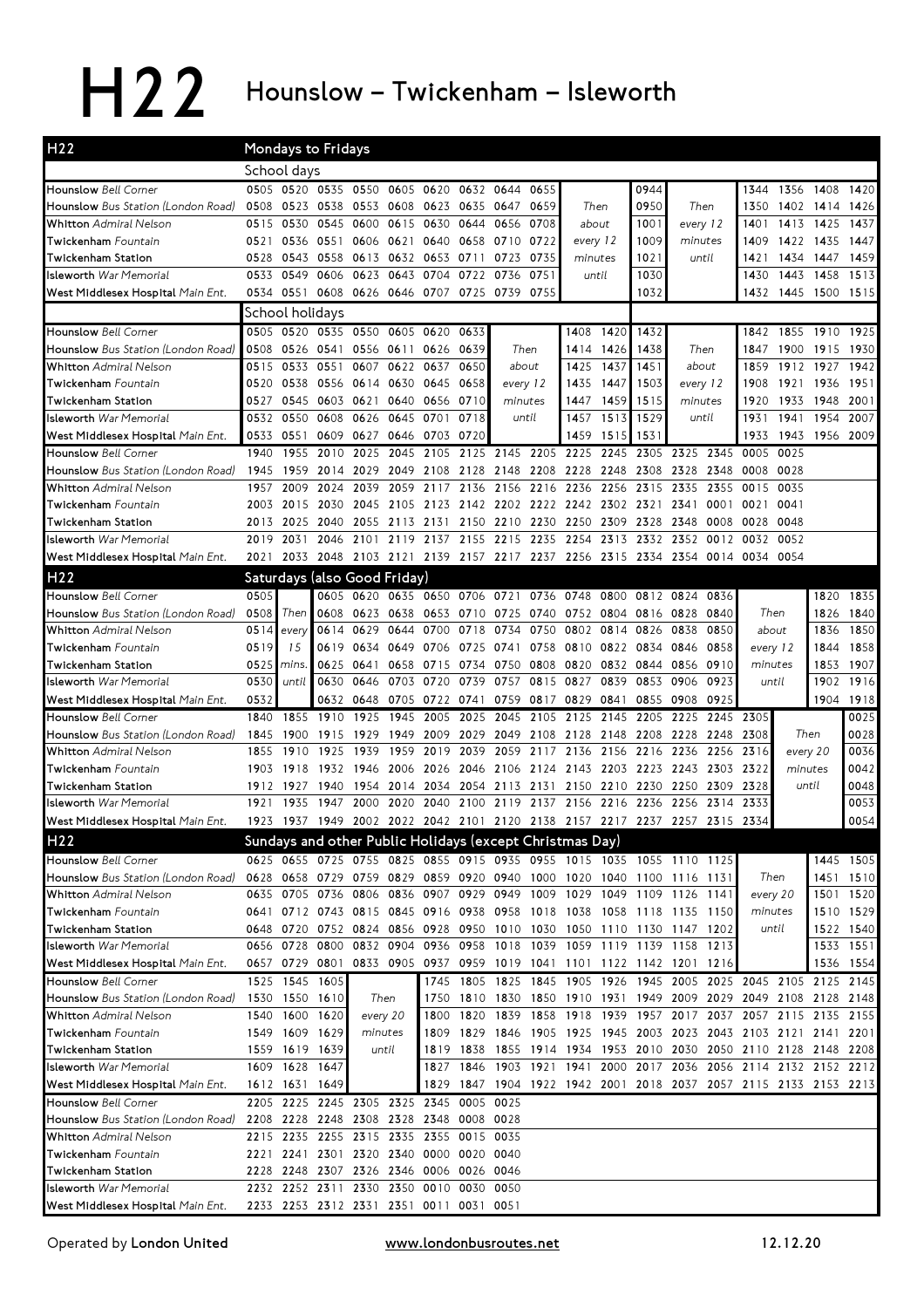# H22 Hounslow – Twickenham – Isleworth

## Mondays to Fridays

### School days

| Stop | | | | | | | | | | | | | | | | | |
|---|---|---|---|---|---|---|---|---|---|---|---|---|---|---|---|---|---|
| Hounslow *Bell Corner* | 0505 | 0520 | 0535 | 0550 | 0605 | 0620 | 0632 | 0644 | 0655 | | 0944 | | 1344 | 1356 | 1408 | 1420 |
| Hounslow *Bus Station (London Road)* | 0508 | 0523 | 0538 | 0553 | 0608 | 0623 | 0635 | 0647 | 0659 | Then | 0950 | Then | 1350 | 1402 | 1414 | 1426 |
| Whitton *Admiral Nelson* | 0515 | 0530 | 0545 | 0600 | 0615 | 0630 | 0644 | 0656 | 0708 | about | 1001 | every 12 | 1401 | 1413 | 1425 | 1437 |
| Twickenham *Fountain* | 0521 | 0536 | 0551 | 0606 | 0621 | 0640 | 0658 | 0710 | 0722 | every 12 | 1009 | minutes | 1409 | 1422 | 1435 | 1447 |
| Twickenham Station | 0528 | 0543 | 0558 | 0613 | 0632 | 0653 | 0711 | 0723 | 0735 | minutes | 1021 | until | 1421 | 1434 | 1447 | 1459 |
| Isleworth *War Memorial* | 0533 | 0549 | 0606 | 0623 | 0643 | 0704 | 0722 | 0736 | 0751 | until | 1030 | | 1430 | 1443 | 1458 | 1513 |
| West Middlesex Hospital *Main Ent.* | 0534 | 0551 | 0608 | 0626 | 0646 | 0707 | 0725 | 0739 | 0755 | | 1032 | | 1432 | 1445 | 1500 | 1515 |

### School holidays

| Stop | | | | | | | | | | | | | | | | | | |
|---|---|---|---|---|---|---|---|---|---|---|---|---|---|---|---|---|---|---|
| Hounslow *Bell Corner* | 0505 | 0520 | 0535 | 0550 | 0605 | 0620 | 0633 | | 1408 | 1420 | 1432 | | 1842 | 1855 | 1910 | 1925 |
| Hounslow *Bus Station (London Road)* | 0508 | 0526 | 0541 | 0556 | 0611 | 0626 | 0639 | Then | 1414 | 1426 | 1438 | Then | 1847 | 1900 | 1915 | 1930 |
| Whitton *Admiral Nelson* | 0515 | 0533 | 0551 | 0607 | 0622 | 0637 | 0650 | about | 1425 | 1437 | 1451 | about | 1859 | 1912 | 1927 | 1942 |
| Twickenham *Fountain* | 0520 | 0538 | 0556 | 0614 | 0630 | 0645 | 0658 | every 12 | 1435 | 1447 | 1503 | every 12 | 1908 | 1921 | 1936 | 1951 |
| Twickenham Station | 0527 | 0545 | 0603 | 0621 | 0640 | 0656 | 0710 | minutes | 1447 | 1459 | 1515 | minutes | 1920 | 1933 | 1948 | 2001 |
| Isleworth *War Memorial* | 0532 | 0550 | 0608 | 0626 | 0645 | 0701 | 0718 | until | 1457 | 1513 | 1529 | until | 1931 | 1941 | 1954 | 2007 |
| West Middlesex Hospital *Main Ent.* | 0533 | 0551 | 0609 | 0627 | 0646 | 0703 | 0720 | | 1459 | 1515 | 1531 | | 1933 | 1943 | 1956 | 2009 |

### Mondays to Fridays (all days, evening)

| Stop | | | | | | | | | | | | | | | | |
|---|---|---|---|---|---|---|---|---|---|---|---|---|---|---|---|---|
| Hounslow *Bell Corner* | 1940 | 1955 | 2010 | 2025 | 2045 | 2105 | 2125 | 2145 | 2205 | 2225 | 2245 | 2305 | 2325 | 2345 | 0005 | 0025 |
| Hounslow *Bus Station (London Road)* | 1945 | 1959 | 2014 | 2029 | 2049 | 2108 | 2128 | 2148 | 2208 | 2228 | 2248 | 2308 | 2328 | 2348 | 0008 | 0028 |
| Whitton *Admiral Nelson* | 1957 | 2009 | 2024 | 2039 | 2059 | 2117 | 2136 | 2156 | 2216 | 2236 | 2256 | 2315 | 2335 | 2355 | 0015 | 0035 |
| Twickenham *Fountain* | 2003 | 2015 | 2030 | 2045 | 2105 | 2123 | 2142 | 2202 | 2222 | 2242 | 2302 | 2321 | 2341 | 0001 | 0021 | 0041 |
| Twickenham Station | 2013 | 2025 | 2040 | 2055 | 2113 | 2131 | 2150 | 2210 | 2230 | 2250 | 2309 | 2328 | 2348 | 0008 | 0028 | 0048 |
| Isleworth *War Memorial* | 2019 | 2031 | 2046 | 2101 | 2119 | 2137 | 2155 | 2215 | 2235 | 2254 | 2313 | 2332 | 2352 | 0012 | 0032 | 0052 |
| West Middlesex Hospital *Main Ent.* | 2021 | 2033 | 2048 | 2103 | 2121 | 2139 | 2157 | 2217 | 2237 | 2256 | 2315 | 2334 | 2354 | 0014 | 0034 | 0054 |

## Saturdays (also Good Friday)

| Stop | | | | | | | | | | | | | | | | | | |
|---|---|---|---|---|---|---|---|---|---|---|---|---|---|---|---|---|---|---|
| Hounslow *Bell Corner* | 0505 | | 0605 | 0620 | 0635 | 0650 | 0706 | 0721 | 0736 | 0748 | 0800 | 0812 | 0824 | 0836 | | 1820 | 1835 |
| Hounslow *Bus Station (London Road)* | 0508 | Then | 0608 | 0623 | 0638 | 0653 | 0710 | 0725 | 0740 | 0752 | 0804 | 0816 | 0828 | 0840 | Then | 1826 | 1840 |
| Whitton *Admiral Nelson* | 0514 | every | 0614 | 0629 | 0644 | 0700 | 0718 | 0734 | 0750 | 0802 | 0814 | 0826 | 0838 | 0850 | about | 1836 | 1850 |
| Twickenham *Fountain* | 0519 | 15 | 0619 | 0634 | 0649 | 0706 | 0725 | 0741 | 0758 | 0810 | 0822 | 0834 | 0846 | 0858 | every 12 | 1844 | 1858 |
| Twickenham Station | 0525 | mins. | 0625 | 0641 | 0658 | 0715 | 0734 | 0750 | 0808 | 0820 | 0832 | 0844 | 0856 | 0910 | minutes | 1853 | 1907 |
| Isleworth *War Memorial* | 0530 | until | 0630 | 0646 | 0703 | 0720 | 0739 | 0757 | 0815 | 0827 | 0839 | 0853 | 0906 | 0923 | until | 1902 | 1916 |
| West Middlesex Hospital *Main Ent.* | 0532 | | 0632 | 0648 | 0705 | 0722 | 0741 | 0759 | 0817 | 0829 | 0841 | 0855 | 0908 | 0925 | | 1904 | 1918 |

| Stop | | | | | | | | | | | | | | | | | |
|---|---|---|---|---|---|---|---|---|---|---|---|---|---|---|---|---|---|
| Hounslow *Bell Corner* | 1840 | 1855 | 1910 | 1925 | 1945 | 2005 | 2025 | 2045 | 2105 | 2125 | 2145 | 2205 | 2225 | 2245 | 2305 | | 0025 |
| Hounslow *Bus Station (London Road)* | 1845 | 1900 | 1915 | 1929 | 1949 | 2009 | 2029 | 2049 | 2108 | 2128 | 2148 | 2208 | 2228 | 2248 | 2308 | Then | 0028 |
| Whitton *Admiral Nelson* | 1855 | 1910 | 1925 | 1939 | 1959 | 2019 | 2039 | 2059 | 2117 | 2136 | 2156 | 2216 | 2236 | 2256 | 2316 | every 20 | 0036 |
| Twickenham *Fountain* | 1903 | 1918 | 1932 | 1946 | 2006 | 2026 | 2046 | 2106 | 2124 | 2143 | 2203 | 2223 | 2243 | 2303 | 2322 | minutes | 0042 |
| Twickenham Station | 1912 | 1927 | 1940 | 1954 | 2014 | 2034 | 2054 | 2113 | 2131 | 2150 | 2210 | 2230 | 2250 | 2309 | 2328 | until | 0048 |
| Isleworth *War Memorial* | 1921 | 1935 | 1947 | 2000 | 2020 | 2040 | 2100 | 2119 | 2137 | 2156 | 2216 | 2236 | 2256 | 2314 | 2333 | | 0053 |
| West Middlesex Hospital *Main Ent.* | 1923 | 1937 | 1949 | 2002 | 2022 | 2042 | 2101 | 2120 | 2138 | 2157 | 2217 | 2237 | 2257 | 2315 | 2334 | | 0054 |

## Sundays and other Public Holidays (except Christmas Day)

| Stop | | | | | | | | | | | | | | | | | |
|---|---|---|---|---|---|---|---|---|---|---|---|---|---|---|---|---|---|
| Hounslow *Bell Corner* | 0625 | 0655 | 0725 | 0755 | 0825 | 0855 | 0915 | 0935 | 0955 | 1015 | 1035 | 1055 | 1110 | 1125 | | 1445 | 1505 |
| Hounslow *Bus Station (London Road)* | 0628 | 0658 | 0729 | 0759 | 0829 | 0859 | 0920 | 0940 | 1000 | 1020 | 1040 | 1100 | 1116 | 1131 | Then | 1451 | 1510 |
| Whitton *Admiral Nelson* | 0635 | 0705 | 0736 | 0806 | 0836 | 0907 | 0929 | 0949 | 1009 | 1029 | 1049 | 1109 | 1126 | 1141 | every 20 | 1501 | 1520 |
| Twickenham *Fountain* | 0641 | 0712 | 0743 | 0815 | 0845 | 0916 | 0938 | 0958 | 1018 | 1038 | 1058 | 1118 | 1135 | 1150 | minutes | 1510 | 1529 |
| Twickenham Station | 0648 | 0720 | 0752 | 0824 | 0856 | 0928 | 0950 | 1010 | 1030 | 1050 | 1110 | 1130 | 1147 | 1202 | until | 1522 | 1540 |
| Isleworth *War Memorial* | 0656 | 0728 | 0800 | 0832 | 0904 | 0936 | 0958 | 1018 | 1039 | 1059 | 1119 | 1139 | 1158 | 1213 | | 1533 | 1551 |
| West Middlesex Hospital *Main Ent.* | 0657 | 0729 | 0801 | 0833 | 0905 | 0937 | 0959 | 1019 | 1041 | 1101 | 1122 | 1142 | 1201 | 1216 | | 1536 | 1554 |

| Stop | | | | | | | | | | | | | | | | | |
|---|---|---|---|---|---|---|---|---|---|---|---|---|---|---|---|---|---|
| Hounslow *Bell Corner* | 1525 | 1545 | 1605 | | 1745 | 1805 | 1825 | 1845 | 1905 | 1926 | 1945 | 2005 | 2025 | 2045 | 2105 | 2125 | 2145 |
| Hounslow *Bus Station (London Road)* | 1530 | 1550 | 1610 | Then | 1750 | 1810 | 1830 | 1850 | 1910 | 1931 | 1949 | 2009 | 2029 | 2049 | 2108 | 2128 | 2148 |
| Whitton *Admiral Nelson* | 1540 | 1600 | 1620 | every 20 | 1800 | 1820 | 1839 | 1858 | 1918 | 1939 | 1957 | 2017 | 2037 | 2057 | 2115 | 2135 | 2155 |
| Twickenham *Fountain* | 1549 | 1609 | 1629 | minutes | 1809 | 1829 | 1846 | 1905 | 1925 | 1945 | 2003 | 2023 | 2043 | 2103 | 2121 | 2141 | 2201 |
| Twickenham Station | 1559 | 1619 | 1639 | until | 1819 | 1838 | 1855 | 1914 | 1934 | 1953 | 2010 | 2030 | 2050 | 2110 | 2128 | 2148 | 2208 |
| Isleworth *War Memorial* | 1609 | 1628 | 1647 | | 1827 | 1846 | 1903 | 1921 | 1941 | 2000 | 2017 | 2036 | 2056 | 2114 | 2132 | 2152 | 2212 |
| West Middlesex Hospital *Main Ent.* | 1612 | 1631 | 1649 | | 1829 | 1847 | 1904 | 1922 | 1942 | 2001 | 2018 | 2037 | 2057 | 2115 | 2133 | 2153 | 2213 |

| Stop | | | | | | | | |
|---|---|---|---|---|---|---|---|---|
| Hounslow *Bell Corner* | 2205 | 2225 | 2245 | 2305 | 2325 | 2345 | 0005 | 0025 |
| Hounslow *Bus Station (London Road)* | 2208 | 2228 | 2248 | 2308 | 2328 | 2348 | 0008 | 0028 |
| Whitton *Admiral Nelson* | 2215 | 2235 | 2255 | 2315 | 2335 | 2355 | 0015 | 0035 |
| Twickenham *Fountain* | 2221 | 2241 | 2301 | 2320 | 2340 | 0000 | 0020 | 0040 |
| Twickenham Station | 2228 | 2248 | 2307 | 2326 | 2346 | 0006 | 0026 | 0046 |
| Isleworth *War Memorial* | 2232 | 2252 | 2311 | 2330 | 2350 | 0010 | 0030 | 0050 |
| West Middlesex Hospital *Main Ent.* | 2233 | 2253 | 2312 | 2331 | 2351 | 0011 | 0031 | 0051 |

Operated by **London United** www.londonbusroutes.net 12.12.20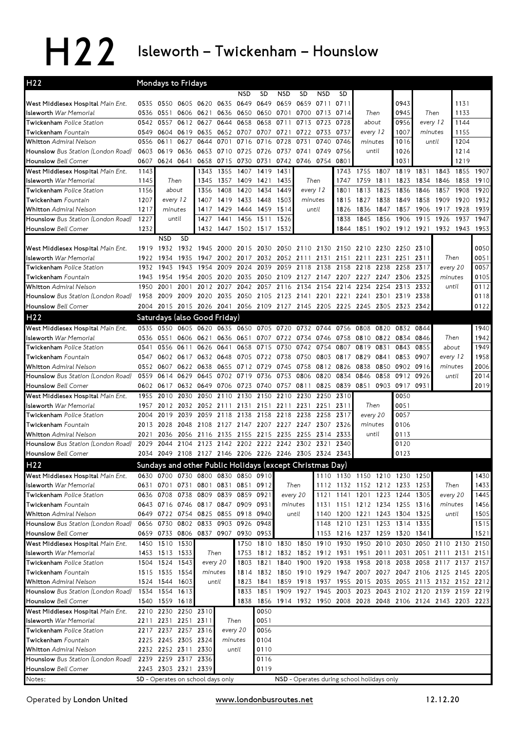# H22 Isleworth – Twickenham – Hounslow

## H22 Mondays to Fridays

| | | | | | | NSD | SD | NSD | SD | NSD | SD | | | | | |
|---|---|---|---|---|---|---|---|---|---|---|---|---|---|---|---|---|
| West Middlesex Hospital Main Ent. | 0535 | 0550 | 0605 | 0620 | 0635 | 0649 | 0649 | 0659 | 0659 | 0711 | 0711 | Then | 0943 | Then | 1131 | |
| Isleworth War Memorial | 0536 | 0551 | 0606 | 0621 | 0636 | 0650 | 0650 | 0701 | 0700 | 0713 | 0714 | about | 0945 | every 12 | 1133 | |
| Twickenham Police Station | 0542 | 0557 | 0612 | 0627 | 0644 | 0658 | 0658 | 0711 | 0713 | 0723 | 0728 | every 12 | 0956 | minutes | 1144 | |
| Twickenham Fountain | 0549 | 0604 | 0619 | 0635 | 0652 | 0707 | 0707 | 0721 | 0722 | 0733 | 0737 | minutes | 1007 | until | 1155 | |
| Whitton Admiral Nelson | 0556 | 0611 | 0627 | 0644 | 0701 | 0716 | 0716 | 0728 | 0731 | 0740 | 0746 | until | 1016 | | 1204 | |
| Hounslow Bus Station (London Road) | 0603 | 0619 | 0636 | 0653 | 0710 | 0725 | 0726 | 0737 | 0741 | 0749 | 0756 | | 1026 | | 1214 | |
| Hounslow Bell Corner | 0607 | 0624 | 0641 | 0658 | 0715 | 0730 | 0731 | 0742 | 0746 | 0754 | 0801 | | 1031 | | 1219 | |

| | | | | | | | | | | | | | | | | | |
|---|---|---|---|---|---|---|---|---|---|---|---|---|---|---|---|---|---|
| West Middlesex Hospital Main Ent. | 1143 | Then | 1343 | 1355 | 1407 | 1419 | 1431 | Then | 1743 | 1755 | 1807 | 1819 | 1831 | 1843 | 1855 | 1907 |
| Isleworth War Memorial | 1145 | about | 1345 | 1357 | 1409 | 1421 | 1435 | every 12 | 1747 | 1759 | 1811 | 1823 | 1834 | 1846 | 1858 | 1910 |
| Twickenham Police Station | 1156 | every 12 | 1356 | 1408 | 1420 | 1434 | 1449 | minutes | 1801 | 1813 | 1825 | 1836 | 1846 | 1857 | 1908 | 1920 |
| Twickenham Fountain | 1207 | minutes | 1407 | 1419 | 1433 | 1448 | 1503 | until | 1815 | 1827 | 1838 | 1849 | 1858 | 1909 | 1920 | 1932 |
| Whitton Admiral Nelson | 1217 | until | 1417 | 1429 | 1444 | 1459 | 1514 | | 1826 | 1836 | 1847 | 1857 | 1906 | 1917 | 1928 | 1939 |
| Hounslow Bus Station (London Road) | 1227 | | 1427 | 1441 | 1456 | 1511 | 1526 | | 1838 | 1845 | 1856 | 1906 | 1915 | 1926 | 1937 | 1947 |
| Hounslow Bell Corner | 1232 | | 1432 | 1447 | 1502 | 1517 | 1532 | | 1844 | 1851 | 1902 | 1912 | 1921 | 1932 | 1943 | 1953 |

| | | NSD | SD | | | | | | | | | | | | | | |
|---|---|---|---|---|---|---|---|---|---|---|---|---|---|---|---|---|---|
| West Middlesex Hospital Main Ent. | 1919 | 1932 | 1932 | 1945 | 2000 | 2015 | 2030 | 2050 | 2110 | 2130 | 2150 | 2210 | 2230 | 2250 | 2310 | Then | 0050 |
| Isleworth War Memorial | 1922 | 1934 | 1935 | 1947 | 2002 | 2017 | 2032 | 2052 | 2111 | 2131 | 2151 | 2211 | 2231 | 2251 | 2311 | every 20 | 0051 |
| Twickenham Police Station | 1932 | 1943 | 1943 | 1954 | 2009 | 2024 | 2039 | 2059 | 2118 | 2138 | 2158 | 2218 | 2238 | 2258 | 2317 | minutes | 0057 |
| Twickenham Fountain | 1943 | 1954 | 1954 | 2005 | 2020 | 2035 | 2050 | 2109 | 2127 | 2147 | 2207 | 2227 | 2247 | 2306 | 2325 | until | 0105 |
| Whitton Admiral Nelson | 1950 | 2001 | 2001 | 2012 | 2027 | 2042 | 2057 | 2116 | 2134 | 2154 | 2214 | 2234 | 2254 | 2313 | 2332 | | 0112 |
| Hounslow Bus Station (London Road) | 1958 | 2009 | 2009 | 2020 | 2035 | 2050 | 2105 | 2123 | 2141 | 2201 | 2221 | 2241 | 2301 | 2319 | 2338 | | 0118 |
| Hounslow Bell Corner | 2004 | 2015 | 2015 | 2026 | 2041 | 2056 | 2109 | 2127 | 2145 | 2205 | 2225 | 2245 | 2305 | 2323 | 2342 | | 0122 |

## H22 Saturdays (also Good Friday)

| | | | | | | | | | | | | | | | | | |
|---|---|---|---|---|---|---|---|---|---|---|---|---|---|---|---|---|---|
| West Middlesex Hospital Main Ent. | 0535 | 0550 | 0605 | 0620 | 0635 | 0650 | 0705 | 0720 | 0732 | 0744 | 0756 | 0808 | 0820 | 0832 | 0844 | Then | 1940 |
| Isleworth War Memorial | 0536 | 0551 | 0606 | 0621 | 0636 | 0651 | 0707 | 0722 | 0734 | 0746 | 0758 | 0810 | 0822 | 0834 | 0846 | about | 1942 |
| Twickenham Police Station | 0541 | 0556 | 0611 | 0626 | 0641 | 0658 | 0715 | 0730 | 0742 | 0754 | 0807 | 0819 | 0831 | 0843 | 0855 | every 12 | 1949 |
| Twickenham Fountain | 0547 | 0602 | 0617 | 0632 | 0648 | 0705 | 0722 | 0738 | 0750 | 0803 | 0817 | 0829 | 0841 | 0853 | 0907 | minutes | 1958 |
| Whitton Admiral Nelson | 0552 | 0607 | 0622 | 0638 | 0655 | 0712 | 0729 | 0745 | 0758 | 0812 | 0826 | 0838 | 0850 | 0902 | 0916 | until | 2006 |
| Hounslow Bus Station (London Road) | 0559 | 0614 | 0629 | 0645 | 0702 | 0719 | 0736 | 0753 | 0806 | 0820 | 0834 | 0846 | 0858 | 0912 | 0926 | | 2014 |
| Hounslow Bell Corner | 0602 | 0617 | 0632 | 0649 | 0706 | 0723 | 0740 | 0757 | 0811 | 0825 | 0839 | 0851 | 0903 | 0917 | 0931 | | 2019 |

| | | | | | | | | | | | | | |
|---|---|---|---|---|---|---|---|---|---|---|---|---|---|
| West Middlesex Hospital Main Ent. | 1955 | 2010 | 2030 | 2050 | 2110 | 2130 | 2150 | 2210 | 2230 | 2250 | 2310 | Then | 0050 |
| Isleworth War Memorial | 1957 | 2012 | 2032 | 2052 | 2111 | 2131 | 2151 | 2211 | 2231 | 2251 | 2311 | every 20 | 0051 |
| Twickenham Police Station | 2004 | 2019 | 2039 | 2059 | 2118 | 2138 | 2158 | 2218 | 2238 | 2258 | 2317 | minutes | 0057 |
| Twickenham Fountain | 2013 | 2028 | 2048 | 2108 | 2127 | 2147 | 2207 | 2227 | 2247 | 2307 | 2326 | until | 0106 |
| Whitton Admiral Nelson | 2021 | 2036 | 2056 | 2116 | 2135 | 2155 | 2215 | 2235 | 2255 | 2314 | 2333 | | 0113 |
| Hounslow Bus Station (London Road) | 2029 | 2044 | 2104 | 2123 | 2142 | 2202 | 2222 | 2242 | 2302 | 2321 | 2340 | | 0120 |
| Hounslow Bell Corner | 2034 | 2049 | 2108 | 2127 | 2146 | 2206 | 2226 | 2246 | 2305 | 2324 | 2343 | | 0123 |

## H22 Sundays and other Public Holidays (except Christmas Day)

| | | | | | | | | | | | | | | | | |
|---|---|---|---|---|---|---|---|---|---|---|---|---|---|---|---|---|
| West Middlesex Hospital Main Ent. | 0630 | 0700 | 0730 | 0800 | 0830 | 0850 | 0910 | Then | 1110 | 1130 | 1150 | 1210 | 1230 | 1250 | Then | 1430 |
| Isleworth War Memorial | 0631 | 0701 | 0731 | 0801 | 0831 | 0851 | 0912 | every 20 | 1112 | 1132 | 1152 | 1212 | 1233 | 1253 | every 20 | 1433 |
| Twickenham Police Station | 0636 | 0708 | 0738 | 0809 | 0839 | 0859 | 0921 | minutes | 1121 | 1141 | 1201 | 1223 | 1244 | 1305 | minutes | 1445 |
| Twickenham Fountain | 0643 | 0716 | 0746 | 0817 | 0847 | 0909 | 0931 | until | 1131 | 1151 | 1212 | 1234 | 1255 | 1316 | until | 1456 |
| Whitton Admiral Nelson | 0649 | 0722 | 0754 | 0825 | 0855 | 0918 | 0940 | | 1140 | 1200 | 1221 | 1243 | 1304 | 1325 | | 1505 |
| Hounslow Bus Station (London Road) | 0656 | 0730 | 0802 | 0833 | 0903 | 0926 | 0948 | | 1148 | 1210 | 1231 | 1253 | 1314 | 1335 | | 1515 |
| Hounslow Bell Corner | 0659 | 0733 | 0806 | 0837 | 0907 | 0930 | 0953 | | 1153 | 1216 | 1237 | 1259 | 1320 | 1341 | | 1521 |

| | | | | | | | | | | | | | | | | | |
|---|---|---|---|---|---|---|---|---|---|---|---|---|---|---|---|---|---|
| West Middlesex Hospital Main Ent. | 1450 | 1510 | 1530 | Then | 1750 | 1810 | 1830 | 1850 | 1910 | 1930 | 1950 | 2010 | 2030 | 2050 | 2110 | 2130 | 2150 |
| Isleworth War Memorial | 1453 | 1513 | 1533 | every 20 | 1753 | 1812 | 1832 | 1852 | 1912 | 1931 | 1951 | 2011 | 2031 | 2051 | 2111 | 2131 | 2151 |
| Twickenham Police Station | 1504 | 1524 | 1543 | minutes | 1803 | 1821 | 1840 | 1900 | 1920 | 1938 | 1958 | 2018 | 2038 | 2058 | 2117 | 2137 | 2157 |
| Twickenham Fountain | 1515 | 1535 | 1554 | until | 1814 | 1832 | 1850 | 1910 | 1929 | 1947 | 2007 | 2027 | 2047 | 2106 | 2125 | 2145 | 2205 |
| Whitton Admiral Nelson | 1524 | 1544 | 1603 | | 1823 | 1841 | 1859 | 1918 | 1937 | 1955 | 2015 | 2035 | 2055 | 2113 | 2132 | 2152 | 2212 |
| Hounslow Bus Station (London Road) | 1534 | 1554 | 1613 | | 1833 | 1851 | 1909 | 1927 | 1945 | 2003 | 2023 | 2043 | 2102 | 2120 | 2139 | 2159 | 2219 |
| Hounslow Bell Corner | 1540 | 1559 | 1618 | | 1838 | 1856 | 1914 | 1932 | 1950 | 2008 | 2028 | 2048 | 2106 | 2124 | 2143 | 2203 | 2223 |

| | | | | | | |
|---|---|---|---|---|---|---|
| West Middlesex Hospital Main Ent. | 2210 | 2230 | 2250 | 2310 | Then | 0050 |
| Isleworth War Memorial | 2211 | 2231 | 2251 | 2311 | every 20 | 0051 |
| Twickenham Police Station | 2217 | 2237 | 2257 | 2316 | minutes | 0056 |
| Twickenham Fountain | 2225 | 2245 | 2305 | 2324 | until | 0104 |
| Whitton Admiral Nelson | 2232 | 2252 | 2311 | 2330 | | 0110 |
| Hounslow Bus Station (London Road) | 2239 | 2259 | 2317 | 2336 | | 0116 |
| Hounslow Bell Corner | 2243 | 2303 | 2321 | 2339 | | 0119 |

Notes: SD - Operates on school days only NSD - Operates during school holidays only

Operated by London United www.londonbusroutes.net 12.12.20